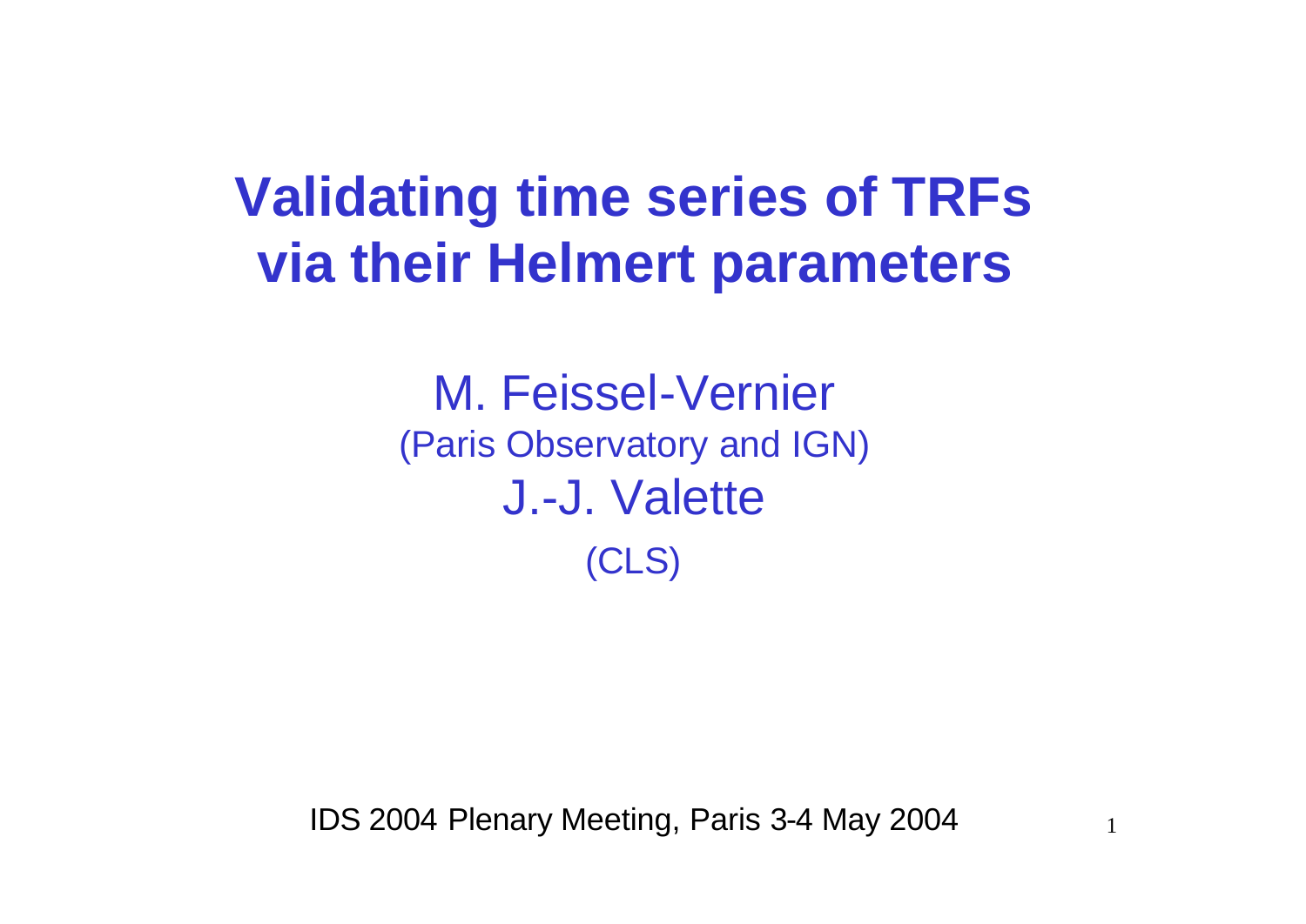# Validating time series of TRFs via their Helmert parameters

M. Feissel-Vernier

(Paris Observatory and IGN)

J.-J. Valette

(CLS)

IDS 2004 Plenary Meeting, Paris 3-4 May 2004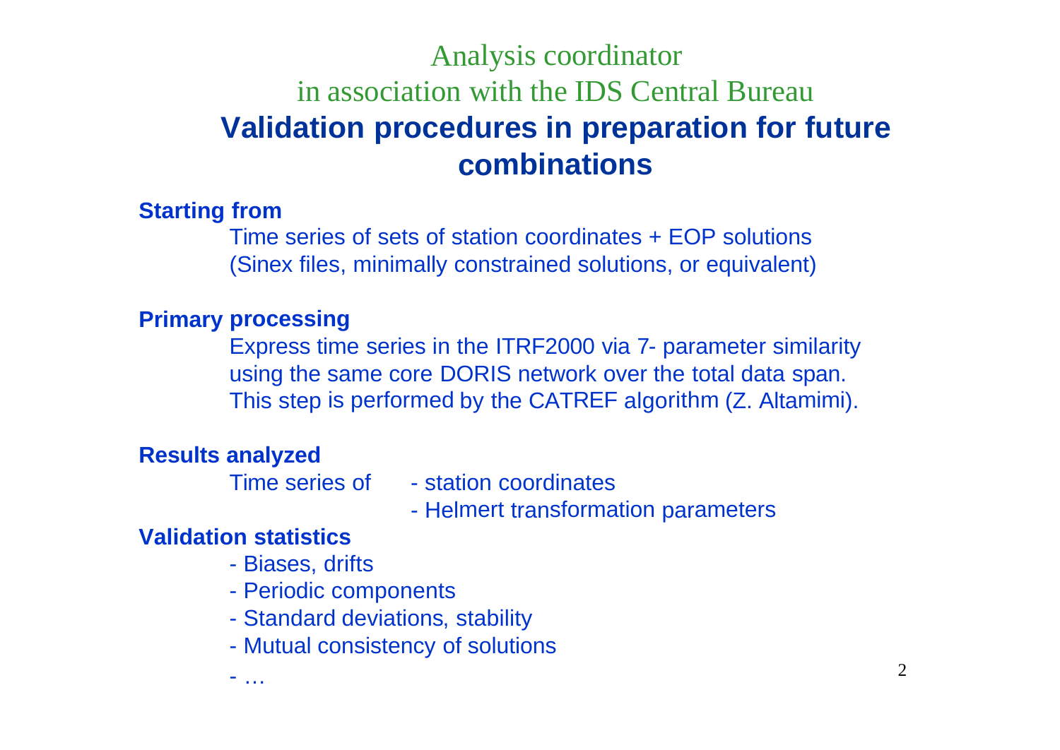Analysis coordinator

in association with the IDS Central Bureau

# Validation procedures in preparation for future combinations

**Starting from**

Time series of sets of station coordinates + EOP solutions
(Sinex files, minimally constrained solutions, or equivalent)

**Primary processing**

Express time series in the ITRF2000 via 7- parameter similarity using the same core DORIS network over the total data span.
This step is performed by the CATREF algorithm (Z. Altamimi).

**Results analyzed**

Time series of
- station coordinates
- Helmert transformation parameters

**Validation statistics**

- Biases, drifts
- Periodic components
- Standard deviations, stability
- Mutual consistency of solutions
- …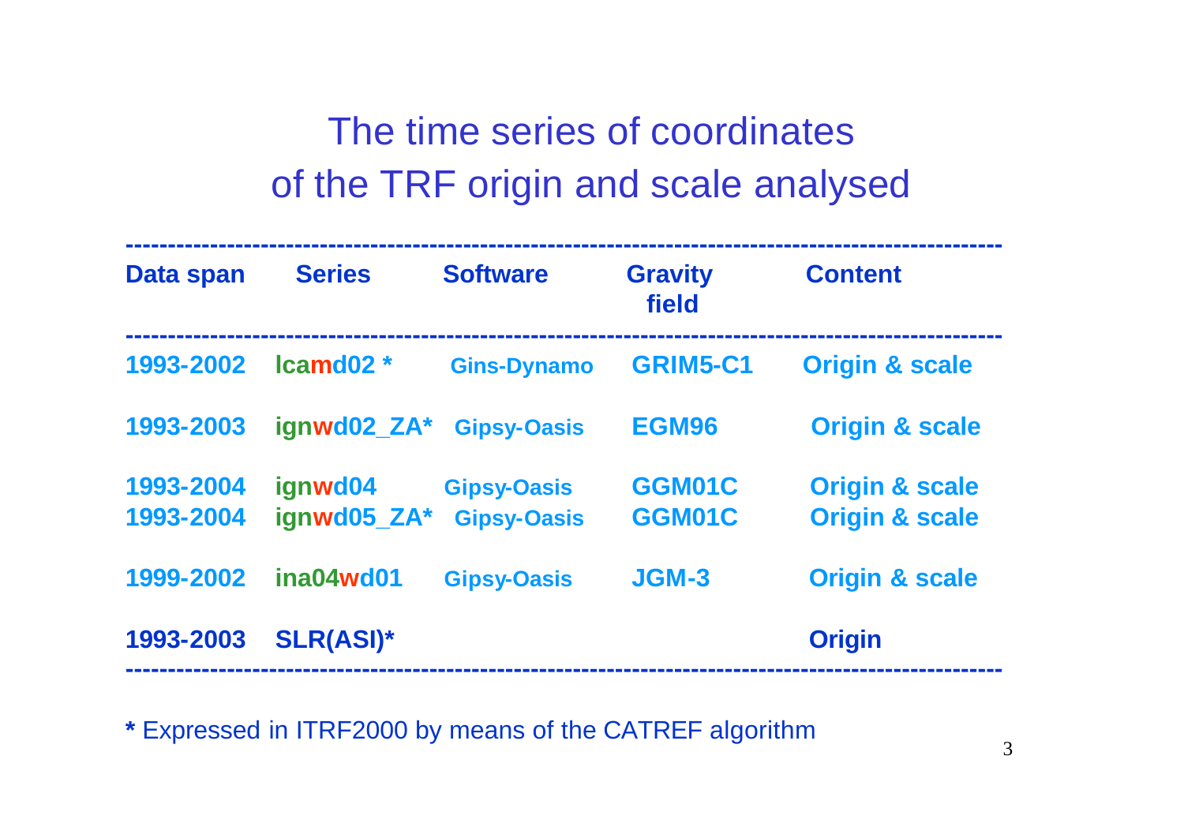# The time series of coordinates of the TRF origin and scale analysed

| Data span | Series | Software | Gravity field | Content |
|---|---|---|---|---|
| 1993-2002 | lcamd02 * | Gins-Dynamo | GRIM5-C1 | Origin & scale |
| 1993-2003 | ignwd02_ZA* | Gipsy-Oasis | EGM96 | Origin & scale |
| 1993-2004 | ignwd04 | Gipsy-Oasis | GGM01C | Origin & scale |
| 1993-2004 | ignwd05_ZA* | Gipsy-Oasis | GGM01C | Origin & scale |
| 1999-2002 | ina04wd01 | Gipsy-Oasis | JGM-3 | Origin & scale |
| 1993-2003 | SLR(ASI)* | | | Origin |

**\*** Expressed in ITRF2000 by means of the CATREF algorithm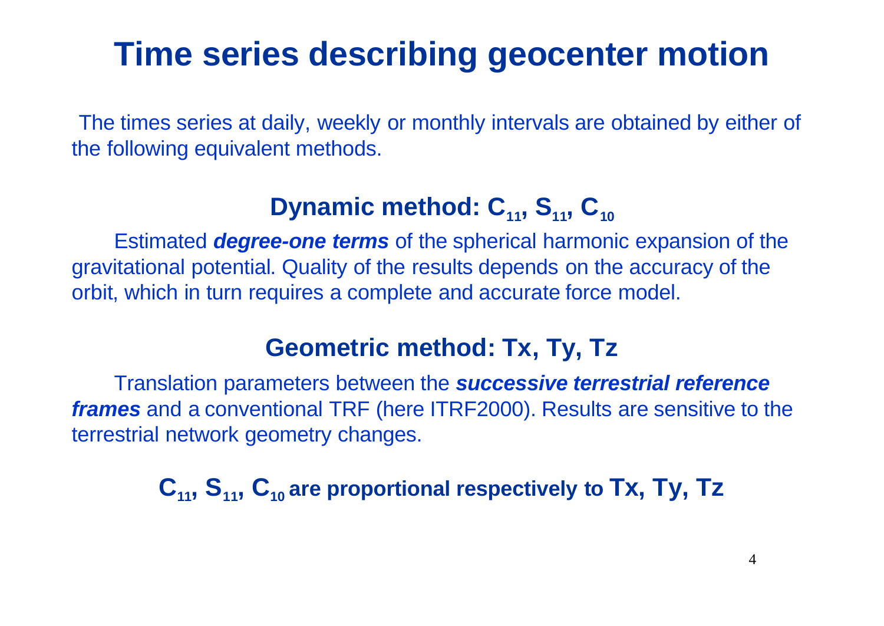# Time series describing geocenter motion

The times series at daily, weekly or monthly intervals are obtained by either of the following equivalent methods.

## Dynamic method: $C_{11}$, $S_{11}$, $C_{10}$

Estimated ***degree-one terms*** of the spherical harmonic expansion of the gravitational potential. Quality of the results depends on the accuracy of the orbit, which in turn requires a complete and accurate force model.

## Geometric method: Tx, Ty, Tz

Translation parameters between the ***successive terrestrial reference frames*** and a conventional TRF (here ITRF2000). Results are sensitive to the terrestrial network geometry changes.

**$C_{11}$, $S_{11}$, $C_{10}$ are proportional respectively to Tx, Ty, Tz**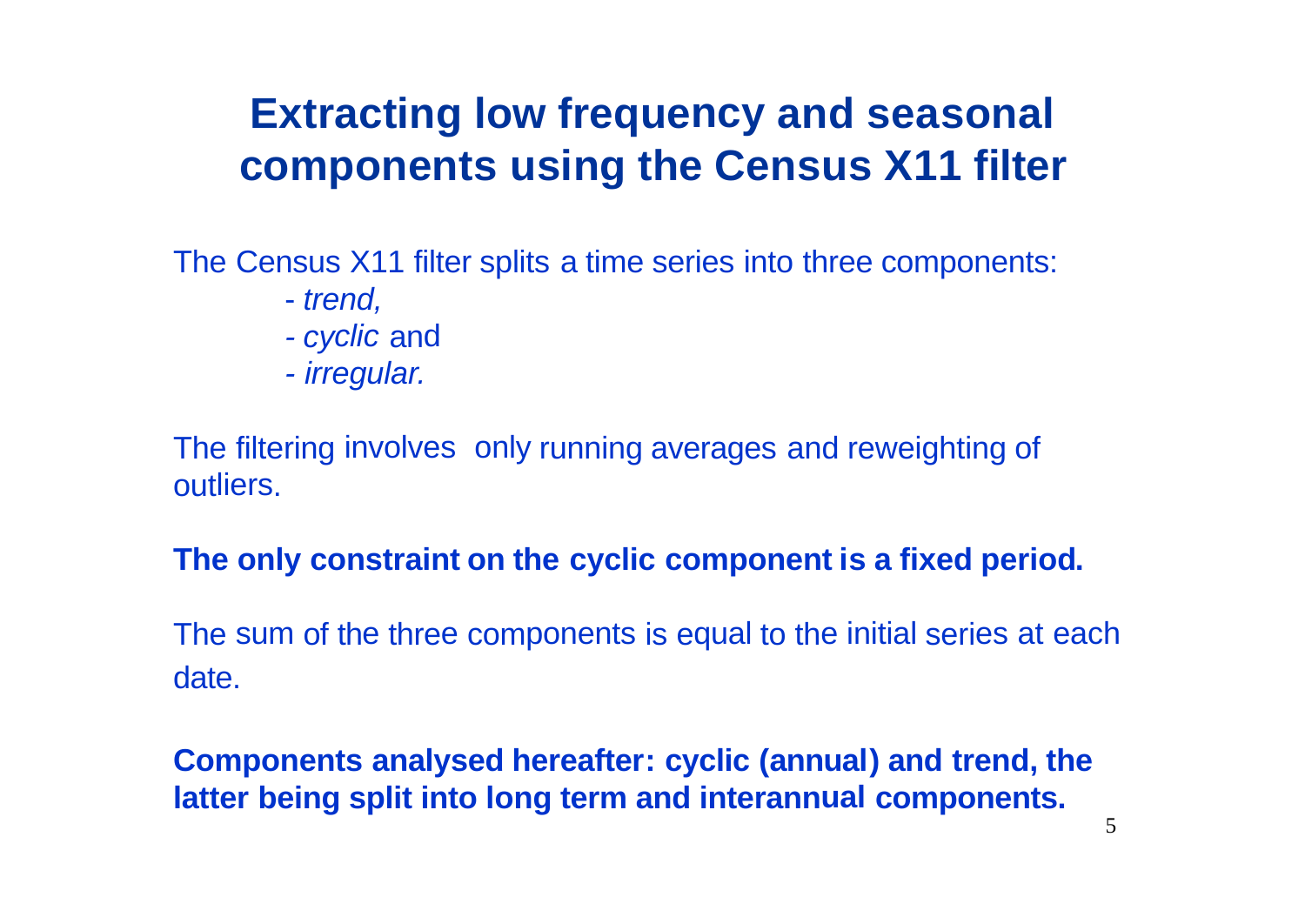# Extracting low frequency and seasonal components using the Census X11 filter

The Census X11 filter splits a time series into three components:

- *trend,*
- *cyclic* and
- *irregular.*

The filtering involves only running averages and reweighting of outliers.

**The only constraint on the cyclic component is a fixed period.**

The sum of the three components is equal to the initial series at each date.

**Components analysed hereafter: cyclic (annual) and trend, the latter being split into long term and interannual components.**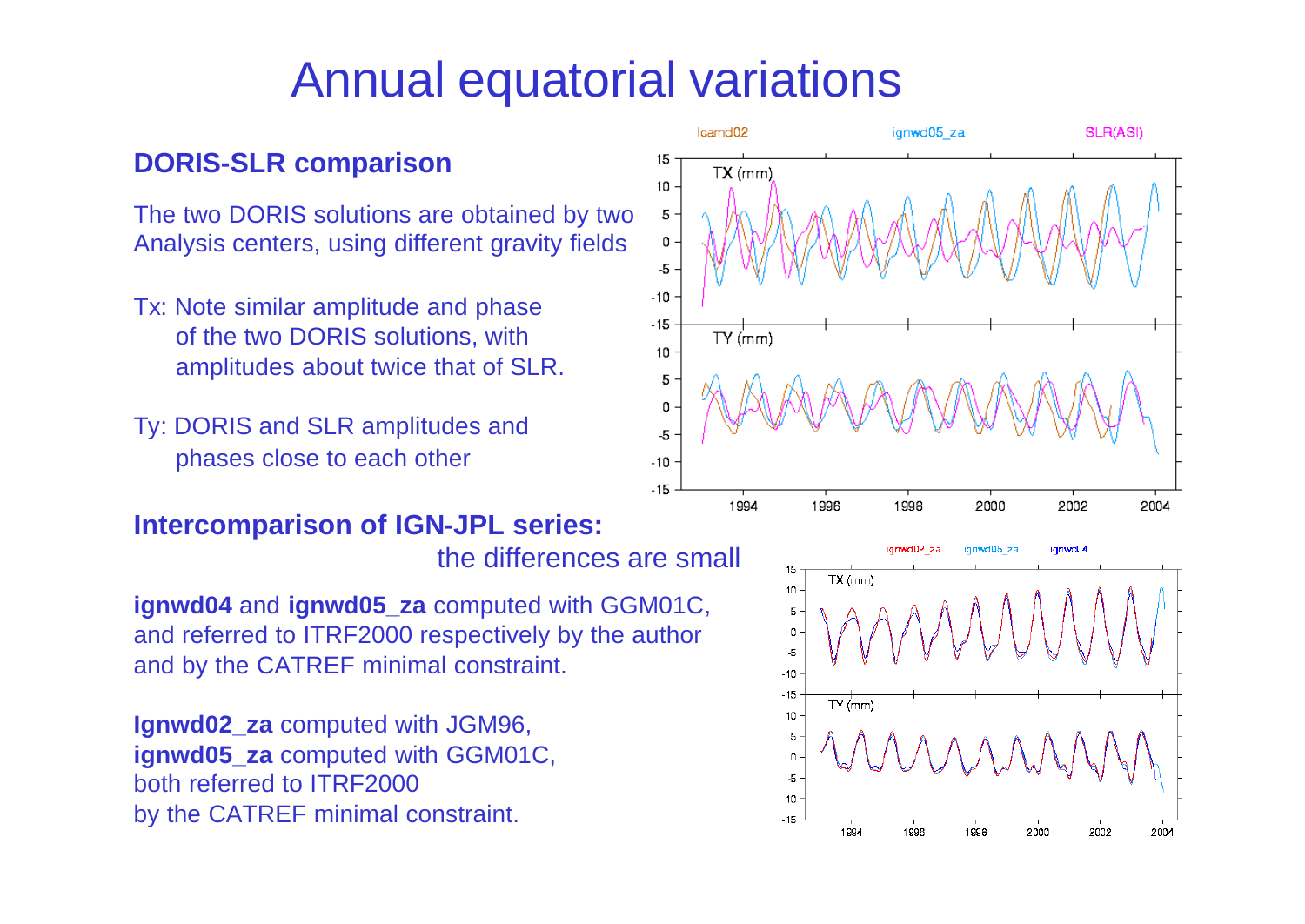# Annual equatorial variations

### DORIS-SLR comparison

The two DORIS solutions are obtained by two Analysis centers, using different gravity fields

Tx: Note similar amplitude and phase of the two DORIS solutions, with amplitudes about twice that of SLR.

Ty: DORIS and SLR amplitudes and phases close to each other

### Intercomparison of IGN-JPL series:

the differences are small

**ignwd04** and **ignwd05_za** computed with GGM01C, and referred to ITRF2000 respectively by the author and by the CATREF minimal constraint.

**Ignwd02_za** computed with JGM96, **ignwd05_za** computed with GGM01C, both referred to ITRF2000 by the CATREF minimal constraint.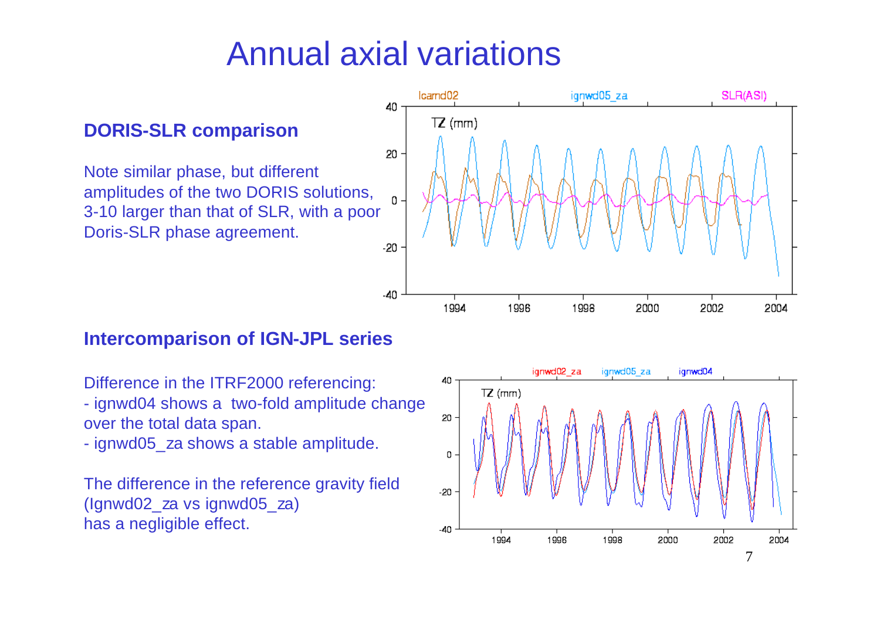# Annual axial variations

### DORIS-SLR comparison

Note similar phase, but different amplitudes of the two DORIS solutions, 3-10 larger than that of SLR, with a poor Doris-SLR phase agreement.

### Intercomparison of IGN-JPL series

Difference in the ITRF2000 referencing:
- ignwd04 shows a two-fold amplitude change over the total data span.
- ignwd05_za shows a stable amplitude.

The difference in the reference gravity field (Ignwd02_za vs ignwd05_za) has a negligible effect.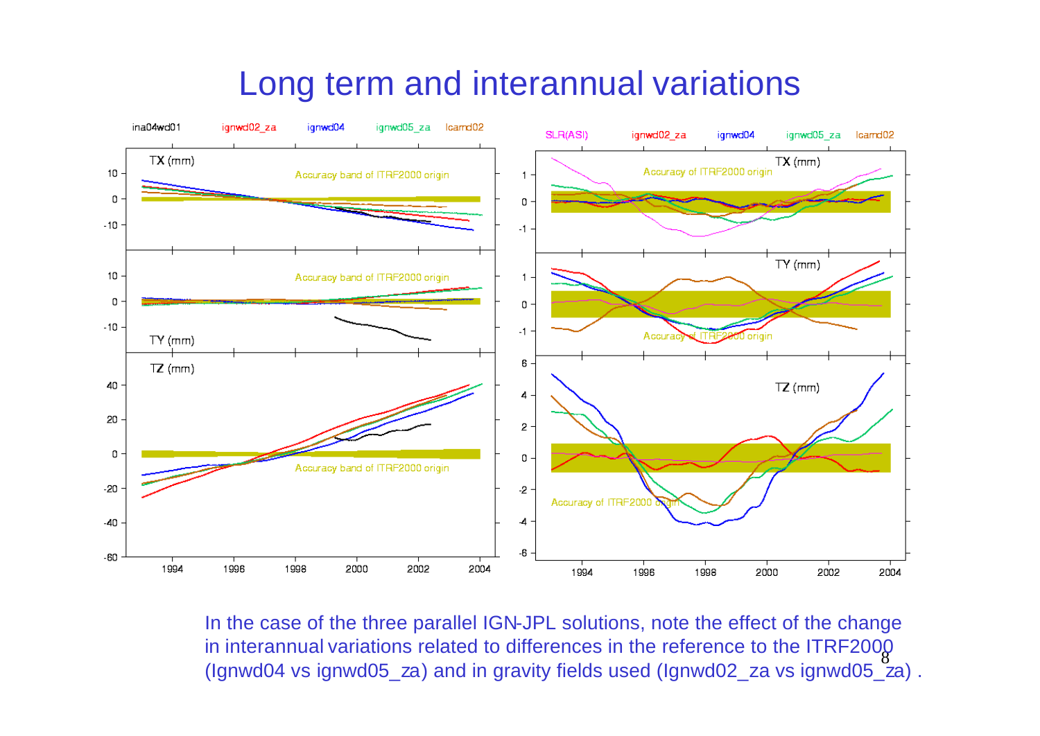# Long term and interannual variations

In the case of the three parallel IGN-JPL solutions, note the effect of the change in interannual variations related to differences in the reference to the ITRF2000 (Ignwd04 vs ignwd05_za) and in gravity fields used (Ignwd02_za vs ignwd05_za) .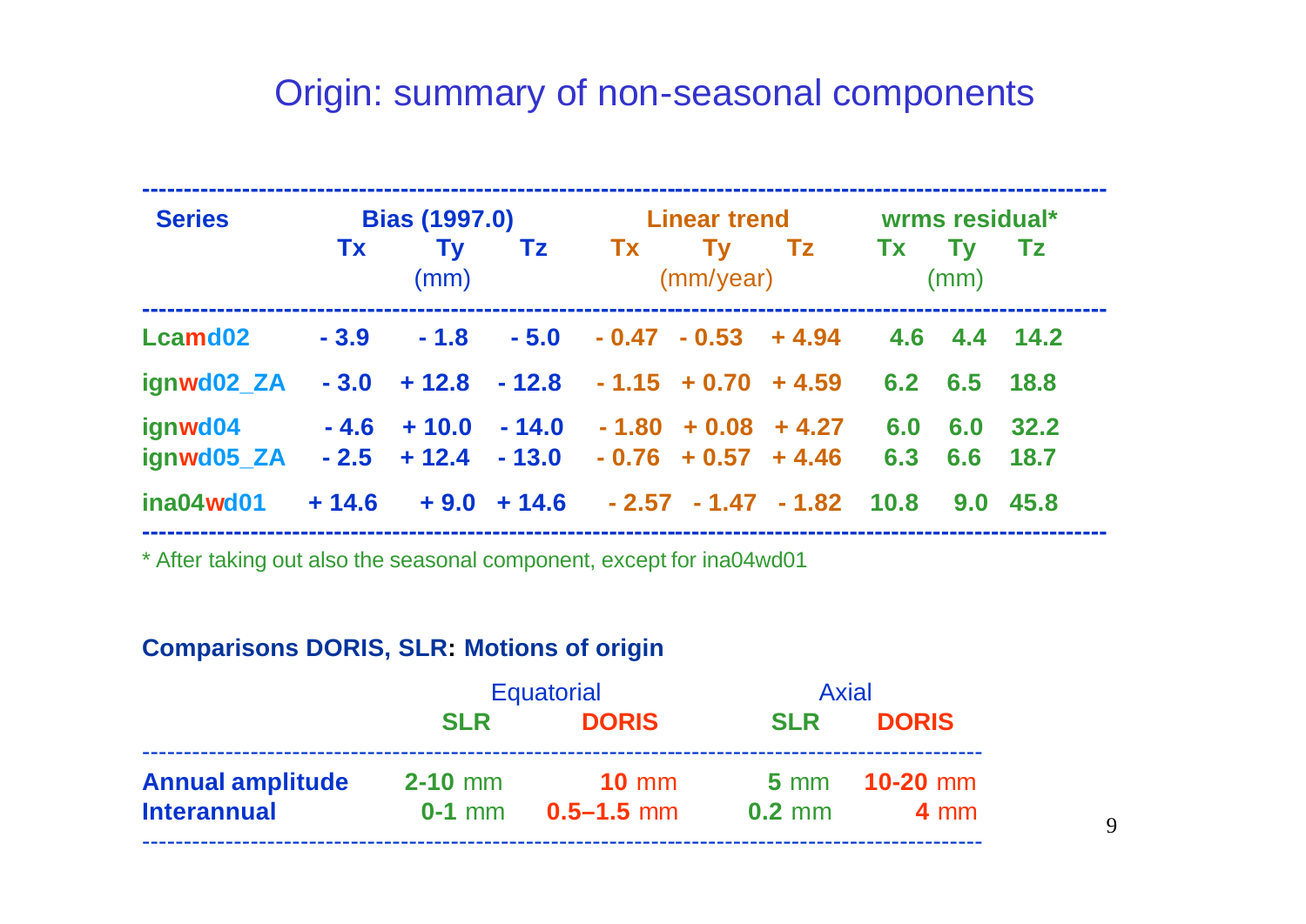# Origin: summary of non-seasonal components

| Series | Bias (1997.0) | | | Linear trend | | | wrms residual* | | |
|---|---|---|---|---|---|---|---|---|---|
| | Tx | Ty (mm) | Tz | Tx | Ty (mm/year) | Tz | Tx | Ty (mm) | Tz |
| Lcamd02 | - 3.9 | - 1.8 | - 5.0 | - 0.47 | - 0.53 | + 4.94 | 4.6 | 4.4 | 14.2 |
| ignwd02_ZA | - 3.0 | + 12.8 | - 12.8 | - 1.15 | + 0.70 | + 4.59 | 6.2 | 6.5 | 18.8 |
| ignwd04 | - 4.6 | + 10.0 | - 14.0 | - 1.80 | + 0.08 | + 4.27 | 6.0 | 6.0 | 32.2 |
| ignwd05_ZA | - 2.5 | + 12.4 | - 13.0 | - 0.76 | + 0.57 | + 4.46 | 6.3 | 6.6 | 18.7 |
| ina04wd01 | + 14.6 | + 9.0 | + 14.6 | - 2.57 | - 1.47 | - 1.82 | 10.8 | 9.0 | 45.8 |

* After taking out also the seasonal component, except for ina04wd01

**Comparisons DORIS, SLR: Motions of origin**

| | Equatorial | | Axial | |
|---|---|---|---|---|
| | **SLR** | **DORIS** | **SLR** | **DORIS** |
| **Annual amplitude** | **2-10** mm | **10** mm | **5** mm | **10-20** mm |
| **Interannual** | **0-1** mm | **0.5–1.5** mm | **0.2** mm | **4** mm |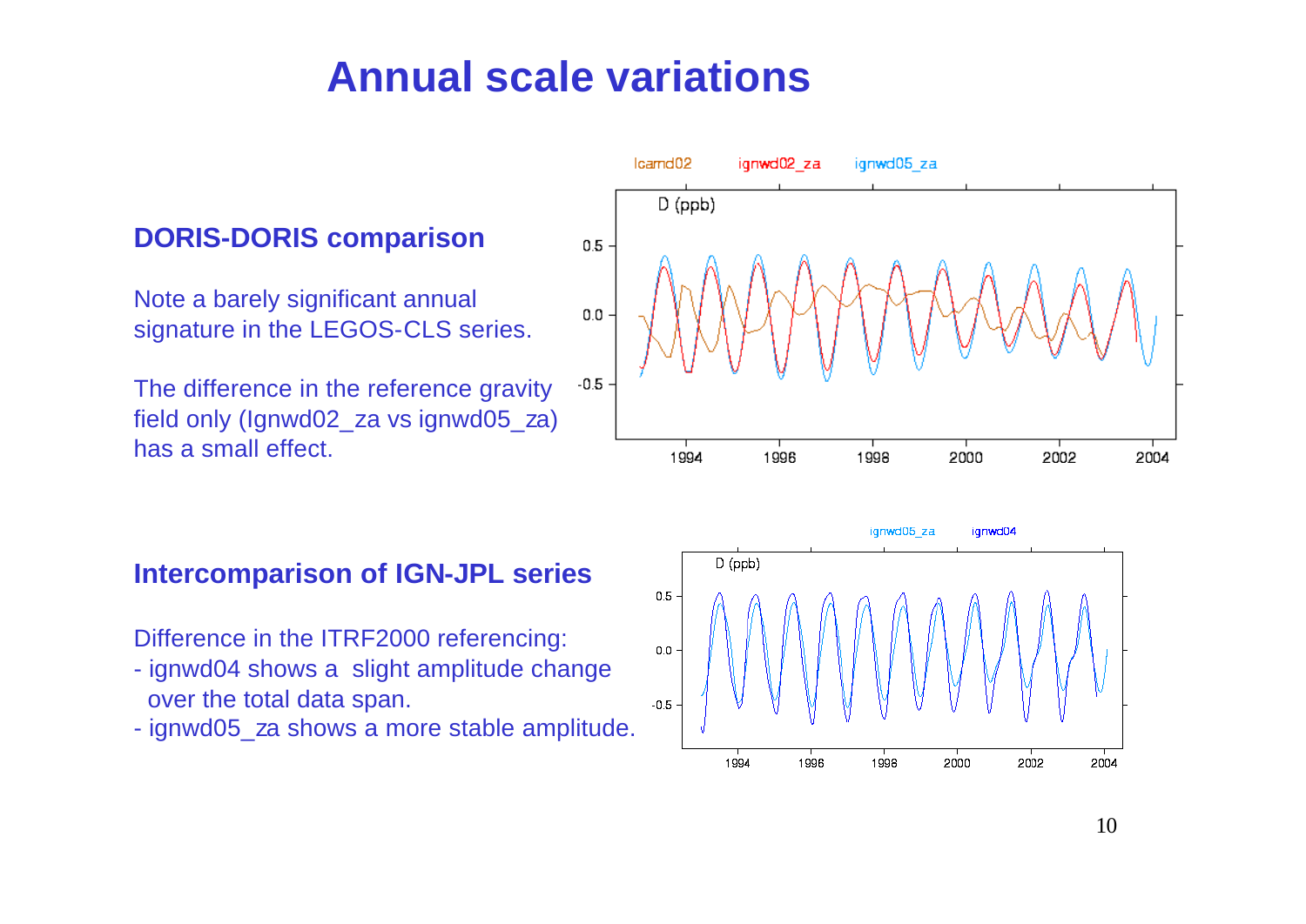# Annual scale variations

## DORIS-DORIS comparison

Note a barely significant annual signature in the LEGOS-CLS series.

The difference in the reference gravity field only (Ignwd02_za vs ignwd05_za) has a small effect.

## Intercomparison of IGN-JPL series

Difference in the ITRF2000 referencing:

- ignwd04 shows a slight amplitude change over the total data span.
- ignwd05_za shows a more stable amplitude.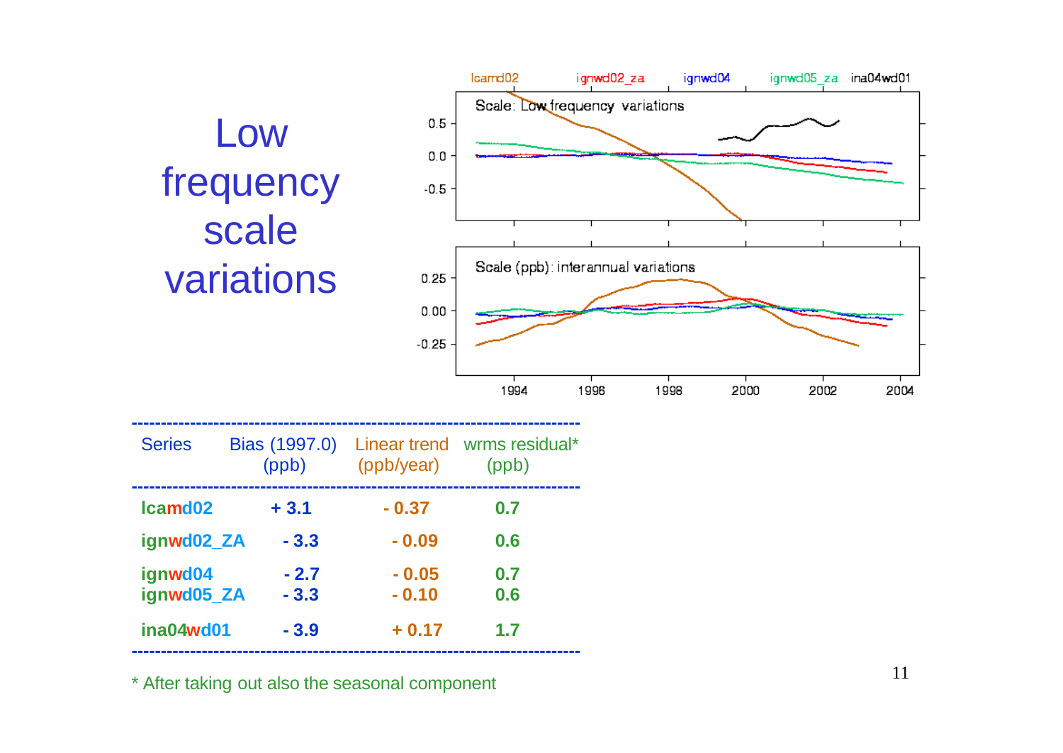# Low frequency scale variations

| Series | Bias (1997.0) (ppb) | Linear trend (ppb/year) | wrms residual* (ppb) |
|---|---|---|---|
| **lcamd02** | **+ 3.1** | **- 0.37** | **0.7** |
| **ignwd02_ZA** | **- 3.3** | **- 0.09** | **0.6** |
| **ignwd04** | **- 2.7** | **- 0.05** | **0.7** |
| **ignwd05_ZA** | **- 3.3** | **- 0.10** | **0.6** |
| **ina04wd01** | **- 3.9** | **+ 0.17** | **1.7** |

\* After taking out also the seasonal component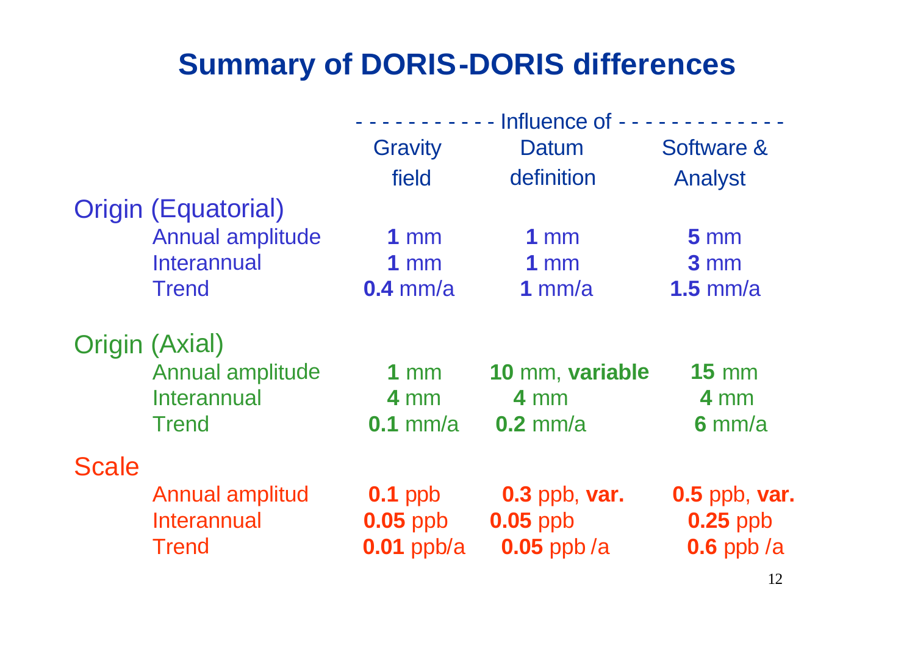# Summary of DORIS-DORIS differences

| | Influence of | | |
|---|---|---|---|
| | Gravity field | Datum definition | Software & Analyst |
| **Origin (Equatorial)** | | | |
| Annual amplitude | **1** mm | **1** mm | **5** mm |
| Interannual | **1** mm | **1** mm | **3** mm |
| Trend | **0.4** mm/a | **1** mm/a | **1.5** mm/a |
| **Origin (Axial)** | | | |
| Annual amplitude | **1** mm | **10** mm, **variable** | **15** mm |
| Interannual | **4** mm | **4** mm | **4** mm |
| Trend | **0.1** mm/a | **0.2** mm/a | **6** mm/a |
| **Scale** | | | |
| Annual amplitud | **0.1** ppb | **0.3** ppb, **var.** | **0.5** ppb, **var.** |
| Interannual | **0.05** ppb | **0.05** ppb | **0.25** ppb |
| Trend | **0.01** ppb/a | **0.05** ppb /a | **0.6** ppb /a |